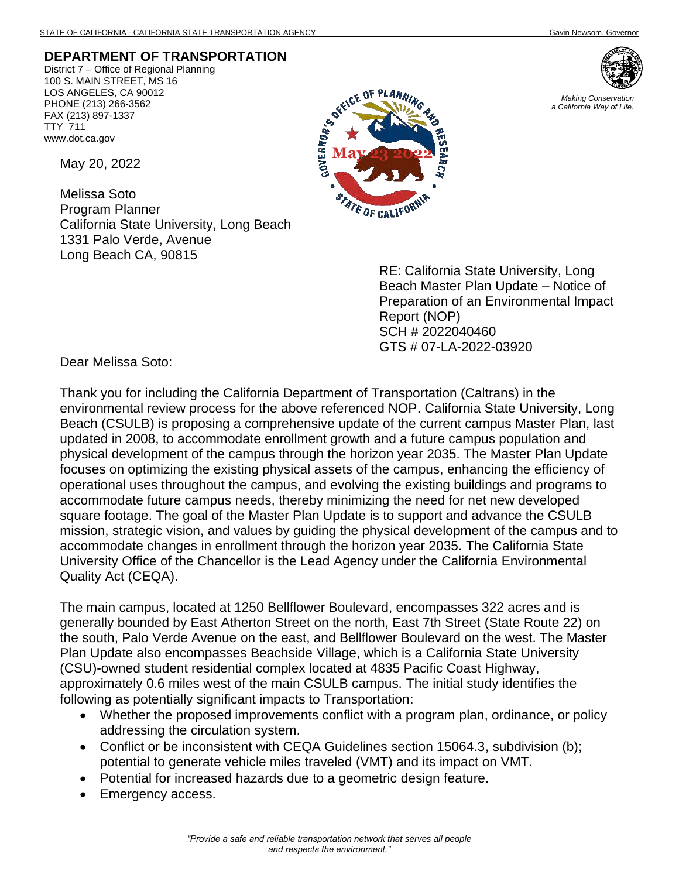STATE OF CALIFORNIA—CALIFORNIA STATE TRANSPORTATION AGENCY Gavin Newsom, Governor

**DEPARTMENT OF TRANSPORTATION**
District 7 – Office of Regional Planning
100 S. MAIN STREET, MS 16
LOS ANGELES, CA 90012
PHONE (213) 266-3562
FAX (213) 897-1337
TTY 711
www.dot.ca.gov

*Making Conservation a California Way of Life.*

May 20, 2022

Melissa Soto
Program Planner
California State University, Long Beach
1331 Palo Verde, Avenue
Long Beach CA, 90815

RE: California State University, Long Beach Master Plan Update – Notice of Preparation of an Environmental Impact Report (NOP)
SCH # 2022040460
GTS # 07-LA-2022-03920

Dear Melissa Soto:

Thank you for including the California Department of Transportation (Caltrans) in the environmental review process for the above referenced NOP. California State University, Long Beach (CSULB) is proposing a comprehensive update of the current campus Master Plan, last updated in 2008, to accommodate enrollment growth and a future campus population and physical development of the campus through the horizon year 2035. The Master Plan Update focuses on optimizing the existing physical assets of the campus, enhancing the efficiency of operational uses throughout the campus, and evolving the existing buildings and programs to accommodate future campus needs, thereby minimizing the need for net new developed square footage. The goal of the Master Plan Update is to support and advance the CSULB mission, strategic vision, and values by guiding the physical development of the campus and to accommodate changes in enrollment through the horizon year 2035. The California State University Office of the Chancellor is the Lead Agency under the California Environmental Quality Act (CEQA).

The main campus, located at 1250 Bellflower Boulevard, encompasses 322 acres and is generally bounded by East Atherton Street on the north, East 7th Street (State Route 22) on the south, Palo Verde Avenue on the east, and Bellflower Boulevard on the west. The Master Plan Update also encompasses Beachside Village, which is a California State University (CSU)-owned student residential complex located at 4835 Pacific Coast Highway, approximately 0.6 miles west of the main CSULB campus. The initial study identifies the following as potentially significant impacts to Transportation:

- Whether the proposed improvements conflict with a program plan, ordinance, or policy addressing the circulation system.
- Conflict or be inconsistent with CEQA Guidelines section 15064.3, subdivision (b); potential to generate vehicle miles traveled (VMT) and its impact on VMT.
- Potential for increased hazards due to a geometric design feature.
- Emergency access.

*"Provide a safe and reliable transportation network that serves all people and respects the environment."*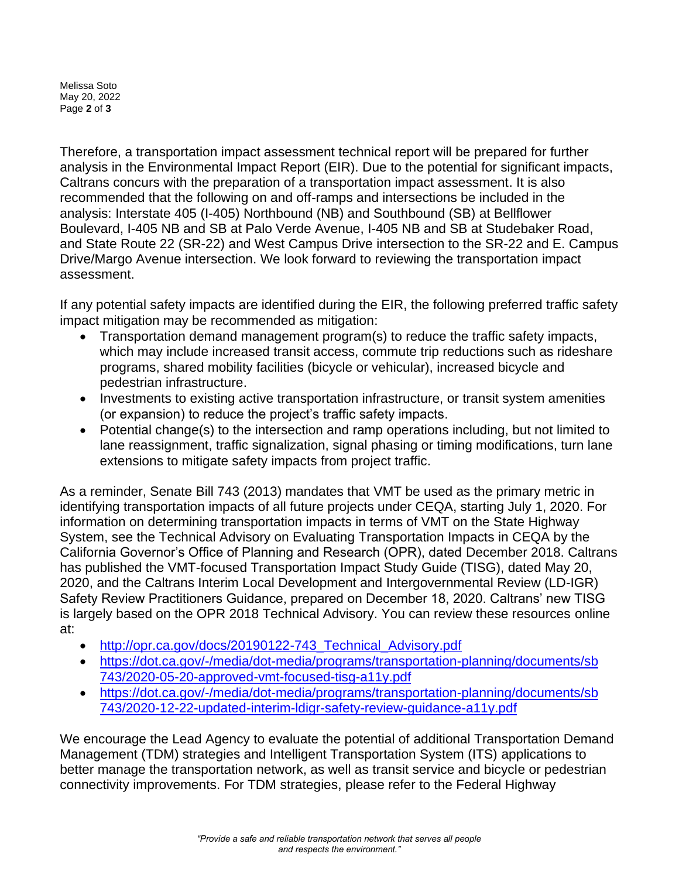Therefore, a transportation impact assessment technical report will be prepared for further analysis in the Environmental Impact Report (EIR). Due to the potential for significant impacts, Caltrans concurs with the preparation of a transportation impact assessment. It is also recommended that the following on and off-ramps and intersections be included in the analysis: Interstate 405 (I-405) Northbound (NB) and Southbound (SB) at Bellflower Boulevard, I-405 NB and SB at Palo Verde Avenue, I-405 NB and SB at Studebaker Road, and State Route 22 (SR-22) and West Campus Drive intersection to the SR-22 and E. Campus Drive/Margo Avenue intersection. We look forward to reviewing the transportation impact assessment.

If any potential safety impacts are identified during the EIR, the following preferred traffic safety impact mitigation may be recommended as mitigation:

- Transportation demand management program(s) to reduce the traffic safety impacts, which may include increased transit access, commute trip reductions such as rideshare programs, shared mobility facilities (bicycle or vehicular), increased bicycle and pedestrian infrastructure.
- Investments to existing active transportation infrastructure, or transit system amenities (or expansion) to reduce the project's traffic safety impacts.
- Potential change(s) to the intersection and ramp operations including, but not limited to lane reassignment, traffic signalization, signal phasing or timing modifications, turn lane extensions to mitigate safety impacts from project traffic.

As a reminder, Senate Bill 743 (2013) mandates that VMT be used as the primary metric in identifying transportation impacts of all future projects under CEQA, starting July 1, 2020. For information on determining transportation impacts in terms of VMT on the State Highway System, see the Technical Advisory on Evaluating Transportation Impacts in CEQA by the California Governor's Office of Planning and Research (OPR), dated December 2018. Caltrans has published the VMT-focused Transportation Impact Study Guide (TISG), dated May 20, 2020, and the Caltrans Interim Local Development and Intergovernmental Review (LD-IGR) Safety Review Practitioners Guidance, prepared on December 18, 2020. Caltrans' new TISG is largely based on the OPR 2018 Technical Advisory. You can review these resources online at:

- http://opr.ca.gov/docs/20190122-743_Technical_Advisory.pdf
- https://dot.ca.gov/-/media/dot-media/programs/transportation-planning/documents/sb743/2020-05-20-approved-vmt-focused-tisg-a11y.pdf
- https://dot.ca.gov/-/media/dot-media/programs/transportation-planning/documents/sb743/2020-12-22-updated-interim-ldigr-safety-review-guidance-a11y.pdf

We encourage the Lead Agency to evaluate the potential of additional Transportation Demand Management (TDM) strategies and Intelligent Transportation System (ITS) applications to better manage the transportation network, as well as transit service and bicycle or pedestrian connectivity improvements. For TDM strategies, please refer to the Federal Highway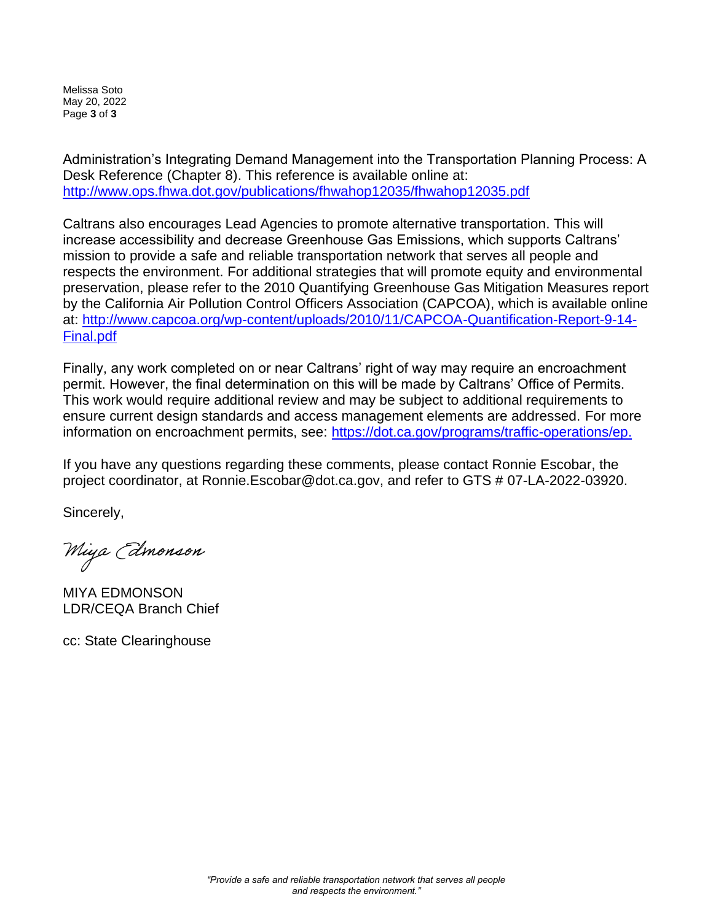Administration's Integrating Demand Management into the Transportation Planning Process: A Desk Reference (Chapter 8). This reference is available online at: http://www.ops.fhwa.dot.gov/publications/fhwahop12035/fhwahop12035.pdf

Caltrans also encourages Lead Agencies to promote alternative transportation. This will increase accessibility and decrease Greenhouse Gas Emissions, which supports Caltrans' mission to provide a safe and reliable transportation network that serves all people and respects the environment. For additional strategies that will promote equity and environmental preservation, please refer to the 2010 Quantifying Greenhouse Gas Mitigation Measures report by the California Air Pollution Control Officers Association (CAPCOA), which is available online at: http://www.capcoa.org/wp-content/uploads/2010/11/CAPCOA-Quantification-Report-9-14-Final.pdf

Finally, any work completed on or near Caltrans' right of way may require an encroachment permit. However, the final determination on this will be made by Caltrans' Office of Permits. This work would require additional review and may be subject to additional requirements to ensure current design standards and access management elements are addressed. For more information on encroachment permits, see: https://dot.ca.gov/programs/traffic-operations/ep.

If you have any questions regarding these comments, please contact Ronnie Escobar, the project coordinator, at Ronnie.Escobar@dot.ca.gov, and refer to GTS # 07-LA-2022-03920.

Sincerely,

*Miya Edmonson*

MIYA EDMONSON
LDR/CEQA Branch Chief

cc: State Clearinghouse